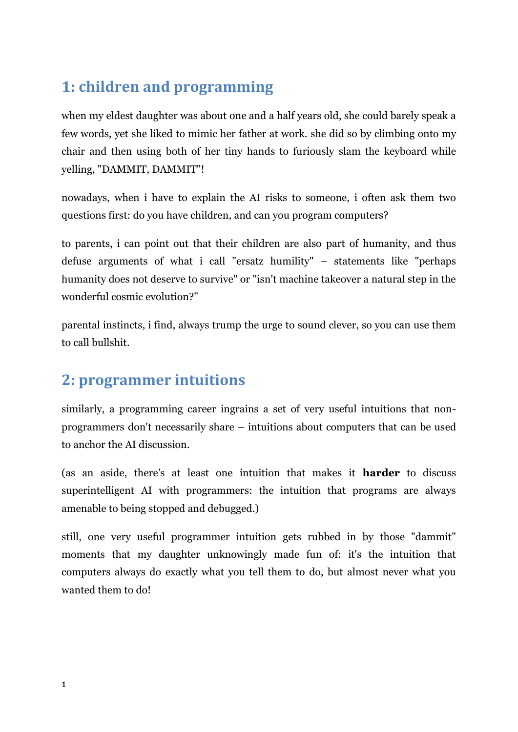## 1: children and programming

when my eldest daughter was about one and a half years old, she could barely speak a few words, yet she liked to mimic her father at work. she did so by climbing onto my chair and then using both of her tiny hands to furiously slam the keyboard while yelling, "DAMMIT, DAMMIT"!

nowadays, when i have to explain the AI risks to someone, i often ask them two questions first: do you have children, and can you program computers?

to parents, i can point out that their children are also part of humanity, and thus defuse arguments of what i call "ersatz humility" – statements like "perhaps humanity does not deserve to survive" or "isn't machine takeover a natural step in the wonderful cosmic evolution?"

parental instincts, i find, always trump the urge to sound clever, so you can use them to call bullshit.

## 2: programmer intuitions

similarly, a programming career ingrains a set of very useful intuitions that non-programmers don't necessarily share – intuitions about computers that can be used to anchor the AI discussion.

(as an aside, there's at least one intuition that makes it **harder** to discuss superintelligent AI with programmers: the intuition that programs are always amenable to being stopped and debugged.)

still, one very useful programmer intuition gets rubbed in by those "dammit" moments that my daughter unknowingly made fun of: it's the intuition that computers always do exactly what you tell them to do, but almost never what you wanted them to do!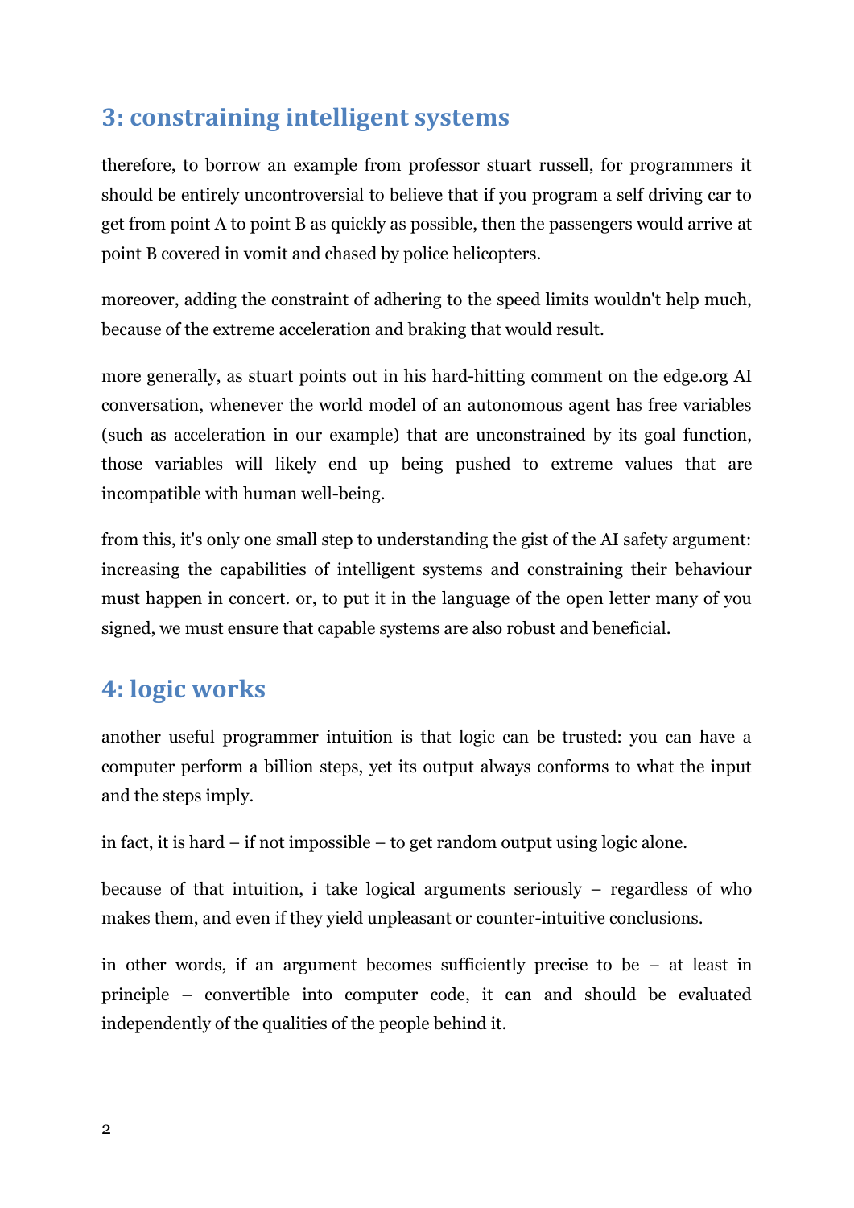## 3: constraining intelligent systems

therefore, to borrow an example from professor stuart russell, for programmers it should be entirely uncontroversial to believe that if you program a self driving car to get from point A to point B as quickly as possible, then the passengers would arrive at point B covered in vomit and chased by police helicopters.

moreover, adding the constraint of adhering to the speed limits wouldn't help much, because of the extreme acceleration and braking that would result.

more generally, as stuart points out in his hard-hitting comment on the edge.org AI conversation, whenever the world model of an autonomous agent has free variables (such as acceleration in our example) that are unconstrained by its goal function, those variables will likely end up being pushed to extreme values that are incompatible with human well-being.

from this, it's only one small step to understanding the gist of the AI safety argument: increasing the capabilities of intelligent systems and constraining their behaviour must happen in concert. or, to put it in the language of the open letter many of you signed, we must ensure that capable systems are also robust and beneficial.

## 4: logic works

another useful programmer intuition is that logic can be trusted: you can have a computer perform a billion steps, yet its output always conforms to what the input and the steps imply.

in fact, it is hard – if not impossible – to get random output using logic alone.

because of that intuition, i take logical arguments seriously – regardless of who makes them, and even if they yield unpleasant or counter-intuitive conclusions.

in other words, if an argument becomes sufficiently precise to be – at least in principle – convertible into computer code, it can and should be evaluated independently of the qualities of the people behind it.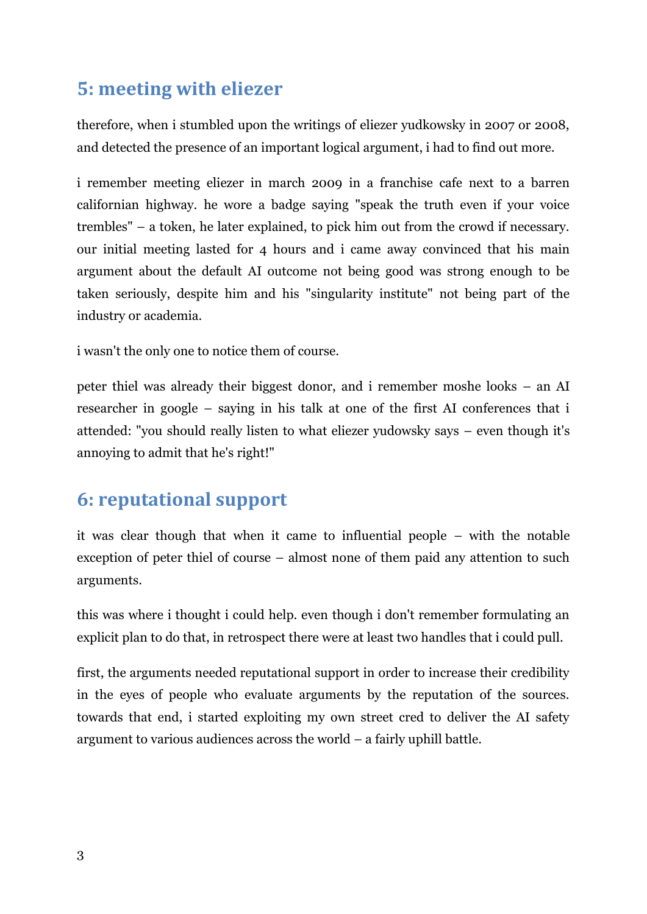## 5: meeting with eliezer

therefore, when i stumbled upon the writings of eliezer yudkowsky in 2007 or 2008, and detected the presence of an important logical argument, i had to find out more.

i remember meeting eliezer in march 2009 in a franchise cafe next to a barren californian highway. he wore a badge saying "speak the truth even if your voice trembles" – a token, he later explained, to pick him out from the crowd if necessary. our initial meeting lasted for 4 hours and i came away convinced that his main argument about the default AI outcome not being good was strong enough to be taken seriously, despite him and his "singularity institute" not being part of the industry or academia.

i wasn't the only one to notice them of course.

peter thiel was already their biggest donor, and i remember moshe looks – an AI researcher in google – saying in his talk at one of the first AI conferences that i attended: "you should really listen to what eliezer yudowsky says – even though it's annoying to admit that he's right!"

## 6: reputational support

it was clear though that when it came to influential people – with the notable exception of peter thiel of course – almost none of them paid any attention to such arguments.

this was where i thought i could help. even though i don't remember formulating an explicit plan to do that, in retrospect there were at least two handles that i could pull.

first, the arguments needed reputational support in order to increase their credibility in the eyes of people who evaluate arguments by the reputation of the sources. towards that end, i started exploiting my own street cred to deliver the AI safety argument to various audiences across the world – a fairly uphill battle.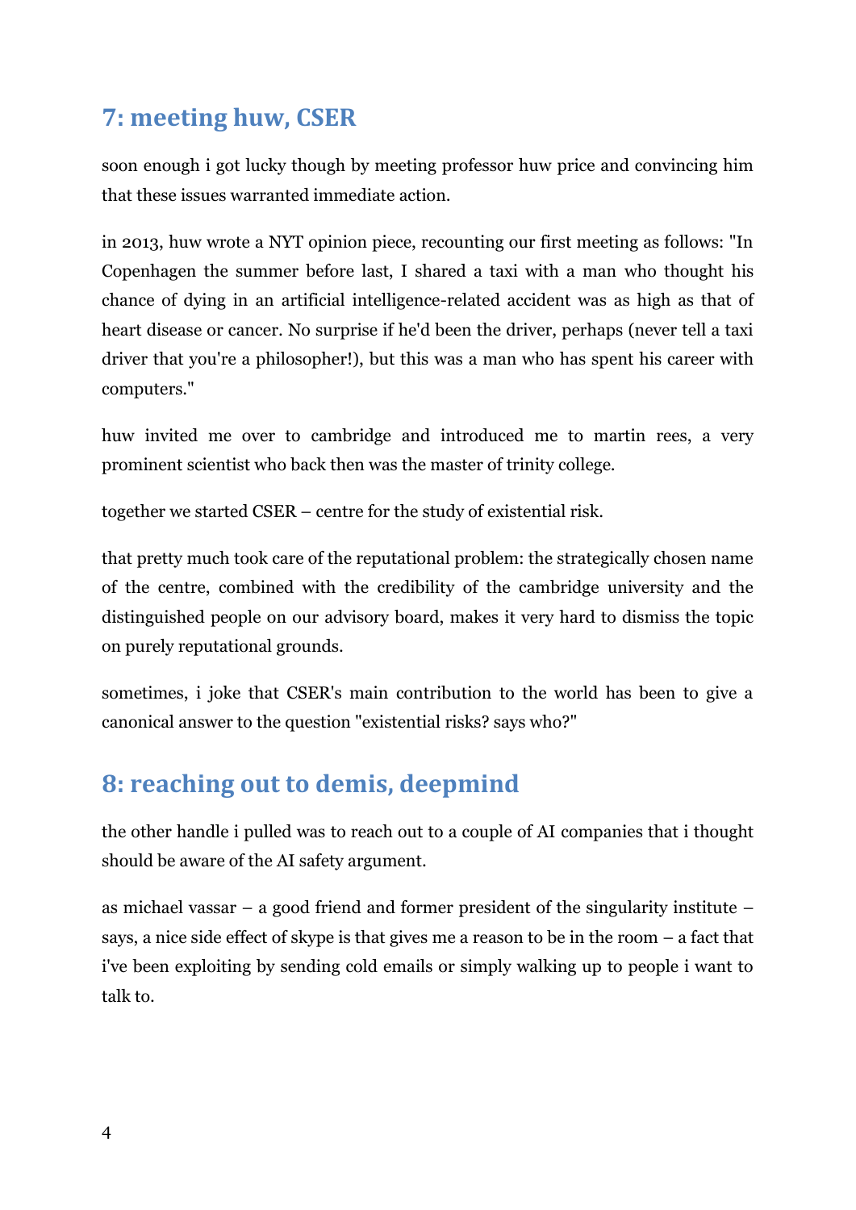## 7: meeting huw, CSER

soon enough i got lucky though by meeting professor huw price and convincing him that these issues warranted immediate action.

in 2013, huw wrote a NYT opinion piece, recounting our first meeting as follows: "In Copenhagen the summer before last, I shared a taxi with a man who thought his chance of dying in an artificial intelligence-related accident was as high as that of heart disease or cancer. No surprise if he'd been the driver, perhaps (never tell a taxi driver that you're a philosopher!), but this was a man who has spent his career with computers."

huw invited me over to cambridge and introduced me to martin rees, a very prominent scientist who back then was the master of trinity college.

together we started CSER – centre for the study of existential risk.

that pretty much took care of the reputational problem: the strategically chosen name of the centre, combined with the credibility of the cambridge university and the distinguished people on our advisory board, makes it very hard to dismiss the topic on purely reputational grounds.

sometimes, i joke that CSER's main contribution to the world has been to give a canonical answer to the question "existential risks? says who?"

## 8: reaching out to demis, deepmind

the other handle i pulled was to reach out to a couple of AI companies that i thought should be aware of the AI safety argument.

as michael vassar – a good friend and former president of the singularity institute – says, a nice side effect of skype is that gives me a reason to be in the room – a fact that i've been exploiting by sending cold emails or simply walking up to people i want to talk to.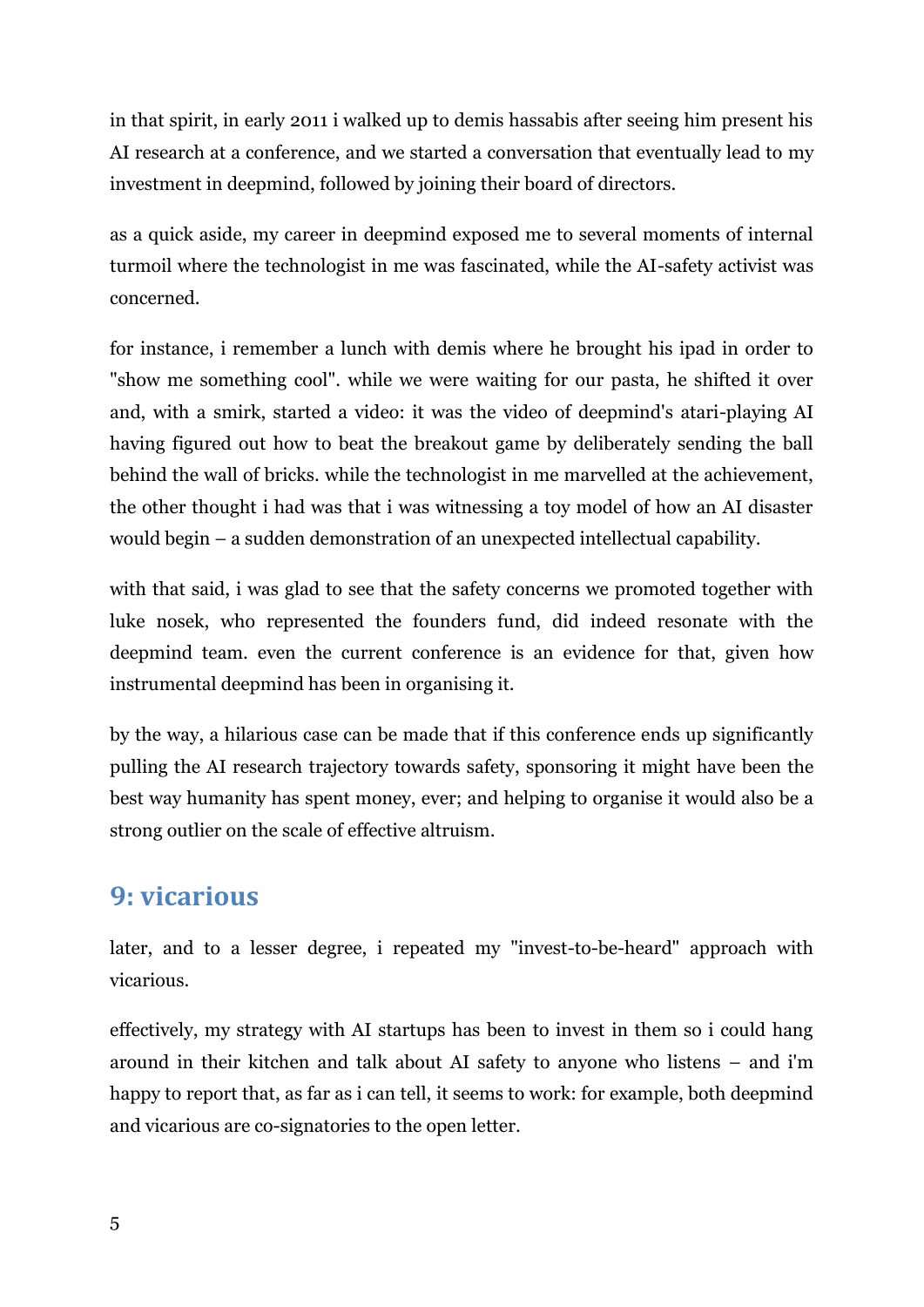in that spirit, in early 2011 i walked up to demis hassabis after seeing him present his AI research at a conference, and we started a conversation that eventually lead to my investment in deepmind, followed by joining their board of directors.

as a quick aside, my career in deepmind exposed me to several moments of internal turmoil where the technologist in me was fascinated, while the AI-safety activist was concerned.

for instance, i remember a lunch with demis where he brought his ipad in order to "show me something cool". while we were waiting for our pasta, he shifted it over and, with a smirk, started a video: it was the video of deepmind's atari-playing AI having figured out how to beat the breakout game by deliberately sending the ball behind the wall of bricks. while the technologist in me marvelled at the achievement, the other thought i had was that i was witnessing a toy model of how an AI disaster would begin – a sudden demonstration of an unexpected intellectual capability.

with that said, i was glad to see that the safety concerns we promoted together with luke nosek, who represented the founders fund, did indeed resonate with the deepmind team. even the current conference is an evidence for that, given how instrumental deepmind has been in organising it.

by the way, a hilarious case can be made that if this conference ends up significantly pulling the AI research trajectory towards safety, sponsoring it might have been the best way humanity has spent money, ever; and helping to organise it would also be a strong outlier on the scale of effective altruism.

## 9: vicarious

later, and to a lesser degree, i repeated my "invest-to-be-heard" approach with vicarious.

effectively, my strategy with AI startups has been to invest in them so i could hang around in their kitchen and talk about AI safety to anyone who listens – and i'm happy to report that, as far as i can tell, it seems to work: for example, both deepmind and vicarious are co-signatories to the open letter.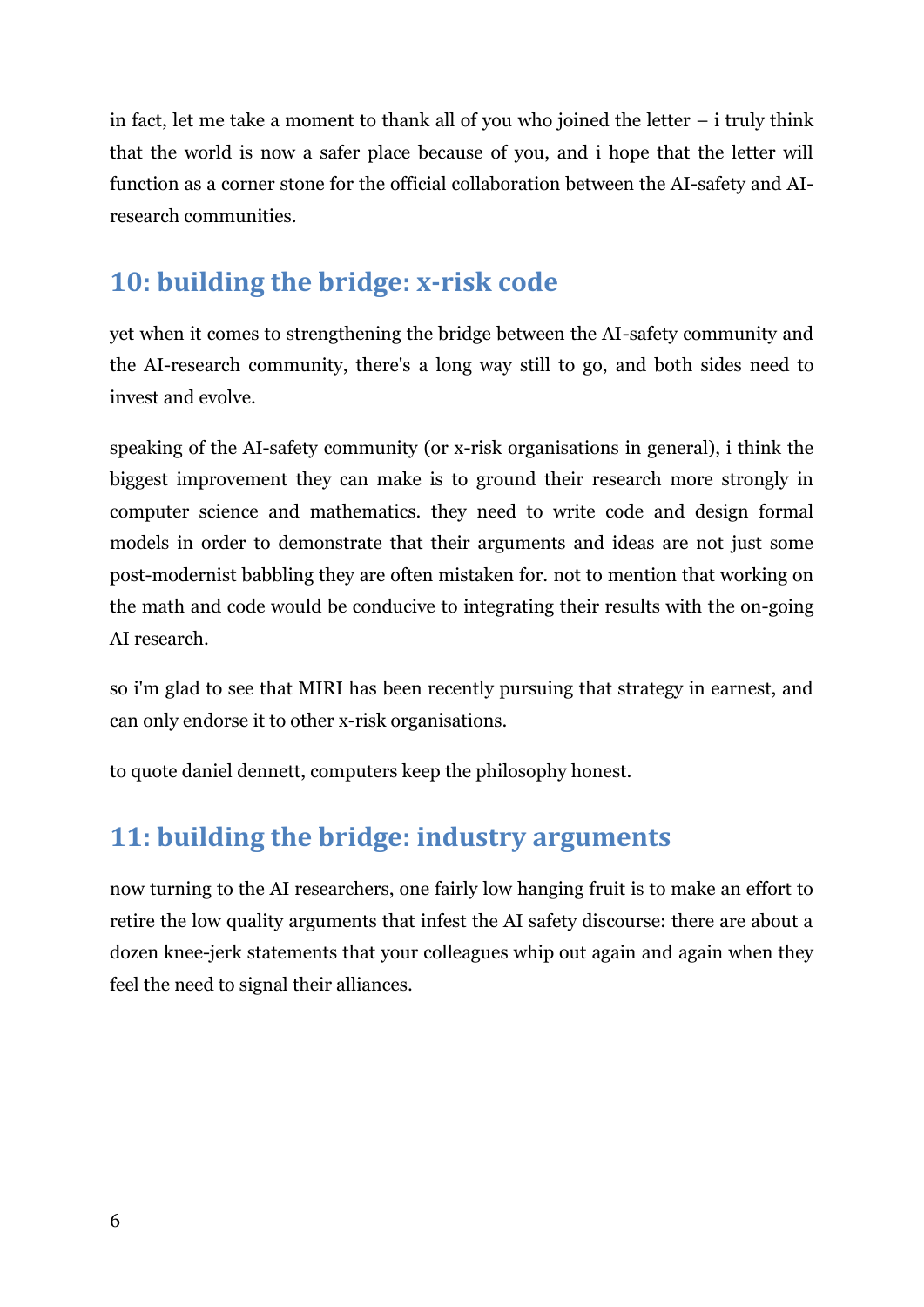in fact, let me take a moment to thank all of you who joined the letter – i truly think that the world is now a safer place because of you, and i hope that the letter will function as a corner stone for the official collaboration between the AI-safety and AI-research communities.

## 10: building the bridge: x-risk code

yet when it comes to strengthening the bridge between the AI-safety community and the AI-research community, there's a long way still to go, and both sides need to invest and evolve.

speaking of the AI-safety community (or x-risk organisations in general), i think the biggest improvement they can make is to ground their research more strongly in computer science and mathematics. they need to write code and design formal models in order to demonstrate that their arguments and ideas are not just some post-modernist babbling they are often mistaken for. not to mention that working on the math and code would be conducive to integrating their results with the on-going AI research.

so i'm glad to see that MIRI has been recently pursuing that strategy in earnest, and can only endorse it to other x-risk organisations.

to quote daniel dennett, computers keep the philosophy honest.

## 11: building the bridge: industry arguments

now turning to the AI researchers, one fairly low hanging fruit is to make an effort to retire the low quality arguments that infest the AI safety discourse: there are about a dozen knee-jerk statements that your colleagues whip out again and again when they feel the need to signal their alliances.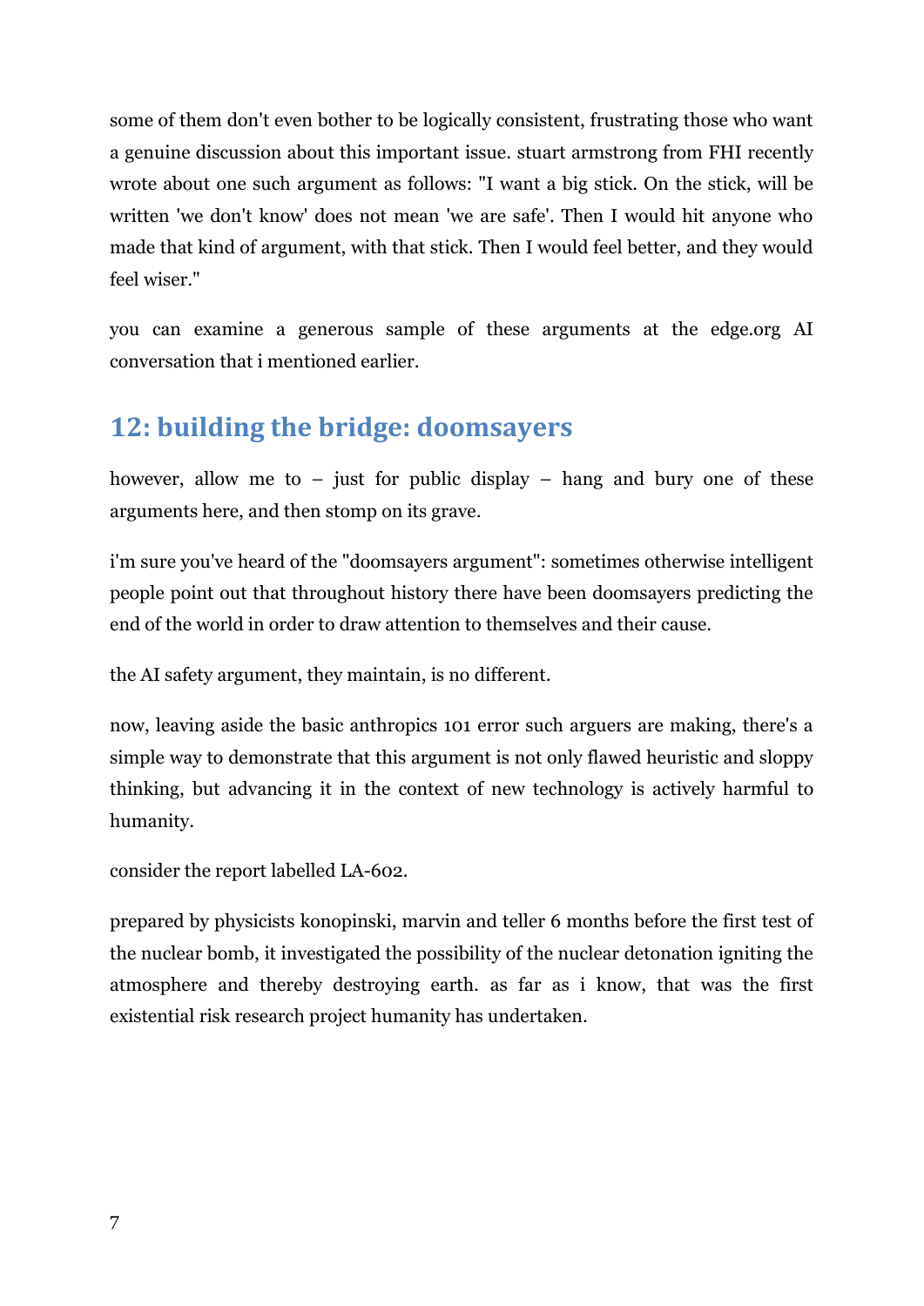some of them don't even bother to be logically consistent, frustrating those who want a genuine discussion about this important issue. stuart armstrong from FHI recently wrote about one such argument as follows: "I want a big stick. On the stick, will be written 'we don't know' does not mean 'we are safe'. Then I would hit anyone who made that kind of argument, with that stick. Then I would feel better, and they would feel wiser."

you can examine a generous sample of these arguments at the edge.org AI conversation that i mentioned earlier.

## 12: building the bridge: doomsayers

however, allow me to – just for public display – hang and bury one of these arguments here, and then stomp on its grave.

i'm sure you've heard of the "doomsayers argument": sometimes otherwise intelligent people point out that throughout history there have been doomsayers predicting the end of the world in order to draw attention to themselves and their cause.

the AI safety argument, they maintain, is no different.

now, leaving aside the basic anthropics 101 error such arguers are making, there's a simple way to demonstrate that this argument is not only flawed heuristic and sloppy thinking, but advancing it in the context of new technology is actively harmful to humanity.

consider the report labelled LA-602.

prepared by physicists konopinski, marvin and teller 6 months before the first test of the nuclear bomb, it investigated the possibility of the nuclear detonation igniting the atmosphere and thereby destroying earth. as far as i know, that was the first existential risk research project humanity has undertaken.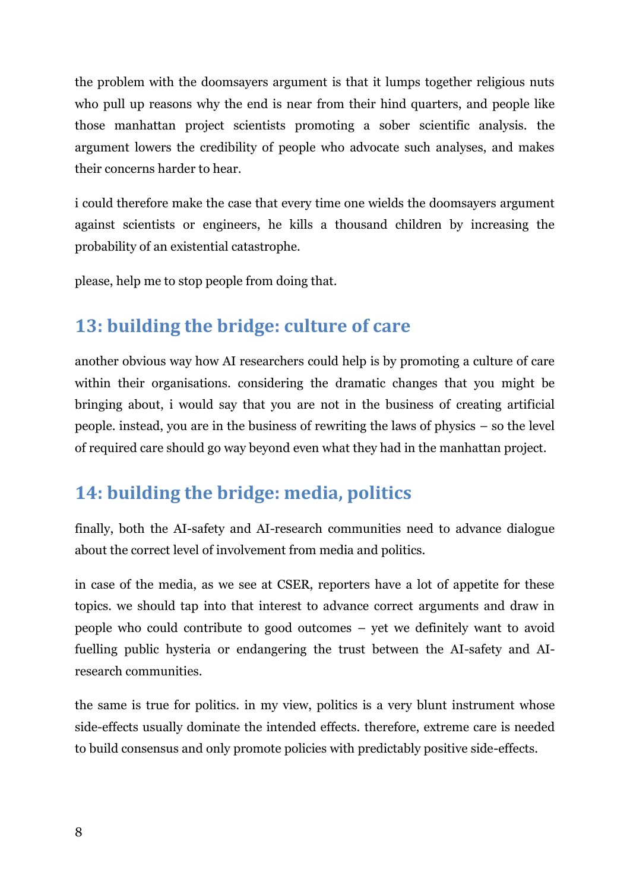the problem with the doomsayers argument is that it lumps together religious nuts who pull up reasons why the end is near from their hind quarters, and people like those manhattan project scientists promoting a sober scientific analysis. the argument lowers the credibility of people who advocate such analyses, and makes their concerns harder to hear.

i could therefore make the case that every time one wields the doomsayers argument against scientists or engineers, he kills a thousand children by increasing the probability of an existential catastrophe.

please, help me to stop people from doing that.

## 13: building the bridge: culture of care

another obvious way how AI researchers could help is by promoting a culture of care within their organisations. considering the dramatic changes that you might be bringing about, i would say that you are not in the business of creating artificial people. instead, you are in the business of rewriting the laws of physics – so the level of required care should go way beyond even what they had in the manhattan project.

## 14: building the bridge: media, politics

finally, both the AI-safety and AI-research communities need to advance dialogue about the correct level of involvement from media and politics.

in case of the media, as we see at CSER, reporters have a lot of appetite for these topics. we should tap into that interest to advance correct arguments and draw in people who could contribute to good outcomes – yet we definitely want to avoid fuelling public hysteria or endangering the trust between the AI-safety and AI-research communities.

the same is true for politics. in my view, politics is a very blunt instrument whose side-effects usually dominate the intended effects. therefore, extreme care is needed to build consensus and only promote policies with predictably positive side-effects.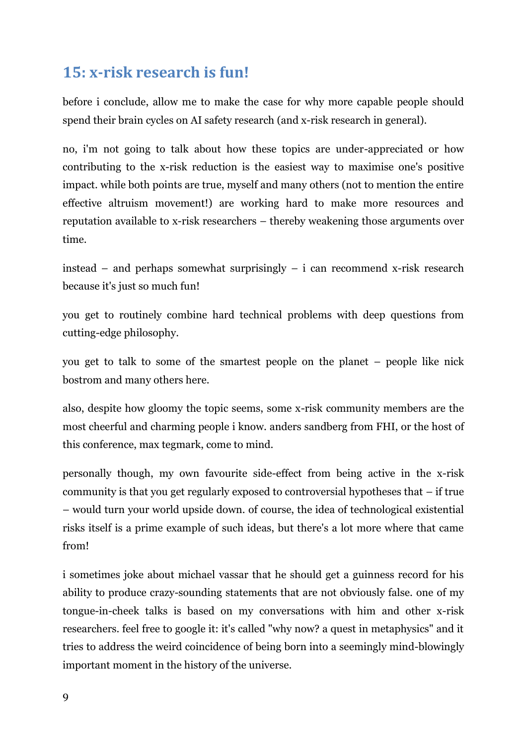## 15: x-risk research is fun!

before i conclude, allow me to make the case for why more capable people should spend their brain cycles on AI safety research (and x-risk research in general).

no, i'm not going to talk about how these topics are under-appreciated or how contributing to the x-risk reduction is the easiest way to maximise one's positive impact. while both points are true, myself and many others (not to mention the entire effective altruism movement!) are working hard to make more resources and reputation available to x-risk researchers – thereby weakening those arguments over time.

instead – and perhaps somewhat surprisingly – i can recommend x-risk research because it's just so much fun!

you get to routinely combine hard technical problems with deep questions from cutting-edge philosophy.

you get to talk to some of the smartest people on the planet – people like nick bostrom and many others here.

also, despite how gloomy the topic seems, some x-risk community members are the most cheerful and charming people i know. anders sandberg from FHI, or the host of this conference, max tegmark, come to mind.

personally though, my own favourite side-effect from being active in the x-risk community is that you get regularly exposed to controversial hypotheses that – if true – would turn your world upside down. of course, the idea of technological existential risks itself is a prime example of such ideas, but there's a lot more where that came from!

i sometimes joke about michael vassar that he should get a guinness record for his ability to produce crazy-sounding statements that are not obviously false. one of my tongue-in-cheek talks is based on my conversations with him and other x-risk researchers. feel free to google it: it's called "why now? a quest in metaphysics" and it tries to address the weird coincidence of being born into a seemingly mind-blowingly important moment in the history of the universe.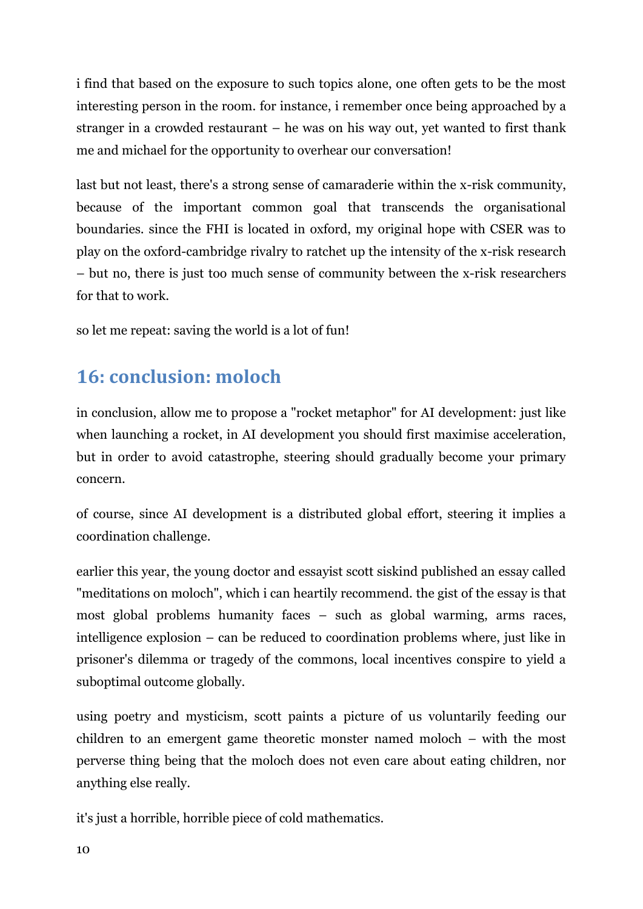i find that based on the exposure to such topics alone, one often gets to be the most interesting person in the room. for instance, i remember once being approached by a stranger in a crowded restaurant – he was on his way out, yet wanted to first thank me and michael for the opportunity to overhear our conversation!

last but not least, there's a strong sense of camaraderie within the x-risk community, because of the important common goal that transcends the organisational boundaries. since the FHI is located in oxford, my original hope with CSER was to play on the oxford-cambridge rivalry to ratchet up the intensity of the x-risk research – but no, there is just too much sense of community between the x-risk researchers for that to work.

so let me repeat: saving the world is a lot of fun!

## 16: conclusion: moloch

in conclusion, allow me to propose a "rocket metaphor" for AI development: just like when launching a rocket, in AI development you should first maximise acceleration, but in order to avoid catastrophe, steering should gradually become your primary concern.

of course, since AI development is a distributed global effort, steering it implies a coordination challenge.

earlier this year, the young doctor and essayist scott siskind published an essay called "meditations on moloch", which i can heartily recommend. the gist of the essay is that most global problems humanity faces – such as global warming, arms races, intelligence explosion – can be reduced to coordination problems where, just like in prisoner's dilemma or tragedy of the commons, local incentives conspire to yield a suboptimal outcome globally.

using poetry and mysticism, scott paints a picture of us voluntarily feeding our children to an emergent game theoretic monster named moloch – with the most perverse thing being that the moloch does not even care about eating children, nor anything else really.

it's just a horrible, horrible piece of cold mathematics.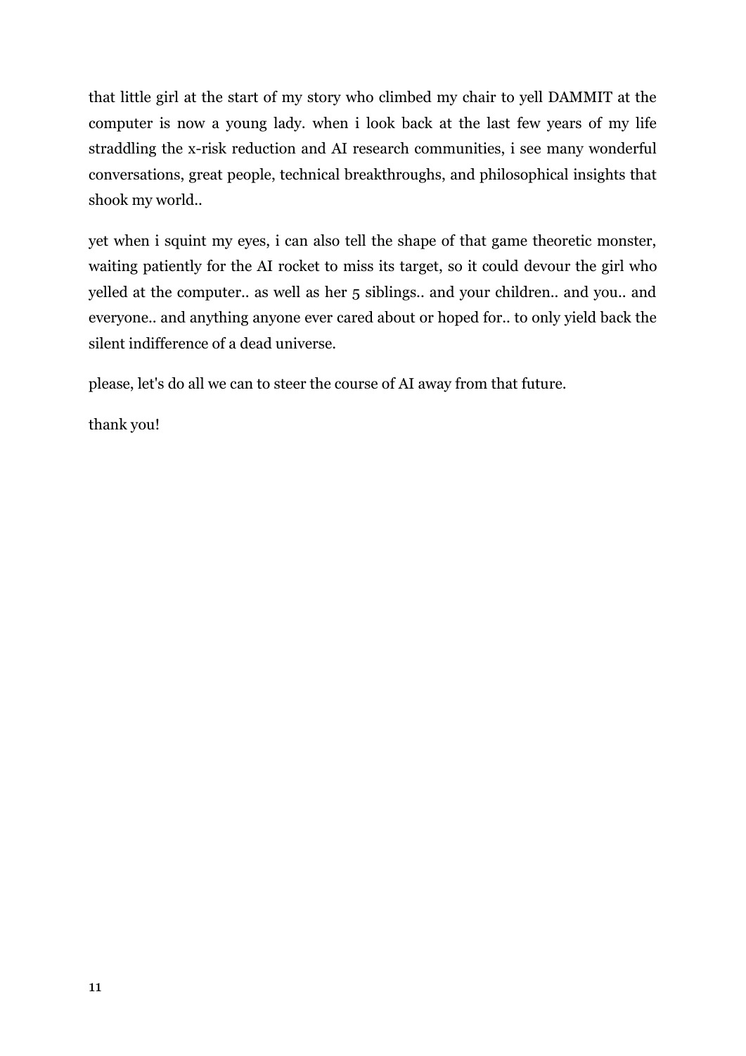that little girl at the start of my story who climbed my chair to yell DAMMIT at the computer is now a young lady. when i look back at the last few years of my life straddling the x-risk reduction and AI research communities, i see many wonderful conversations, great people, technical breakthroughs, and philosophical insights that shook my world..

yet when i squint my eyes, i can also tell the shape of that game theoretic monster, waiting patiently for the AI rocket to miss its target, so it could devour the girl who yelled at the computer.. as well as her 5 siblings.. and your children.. and you.. and everyone.. and anything anyone ever cared about or hoped for.. to only yield back the silent indifference of a dead universe.

please, let's do all we can to steer the course of AI away from that future.

thank you!